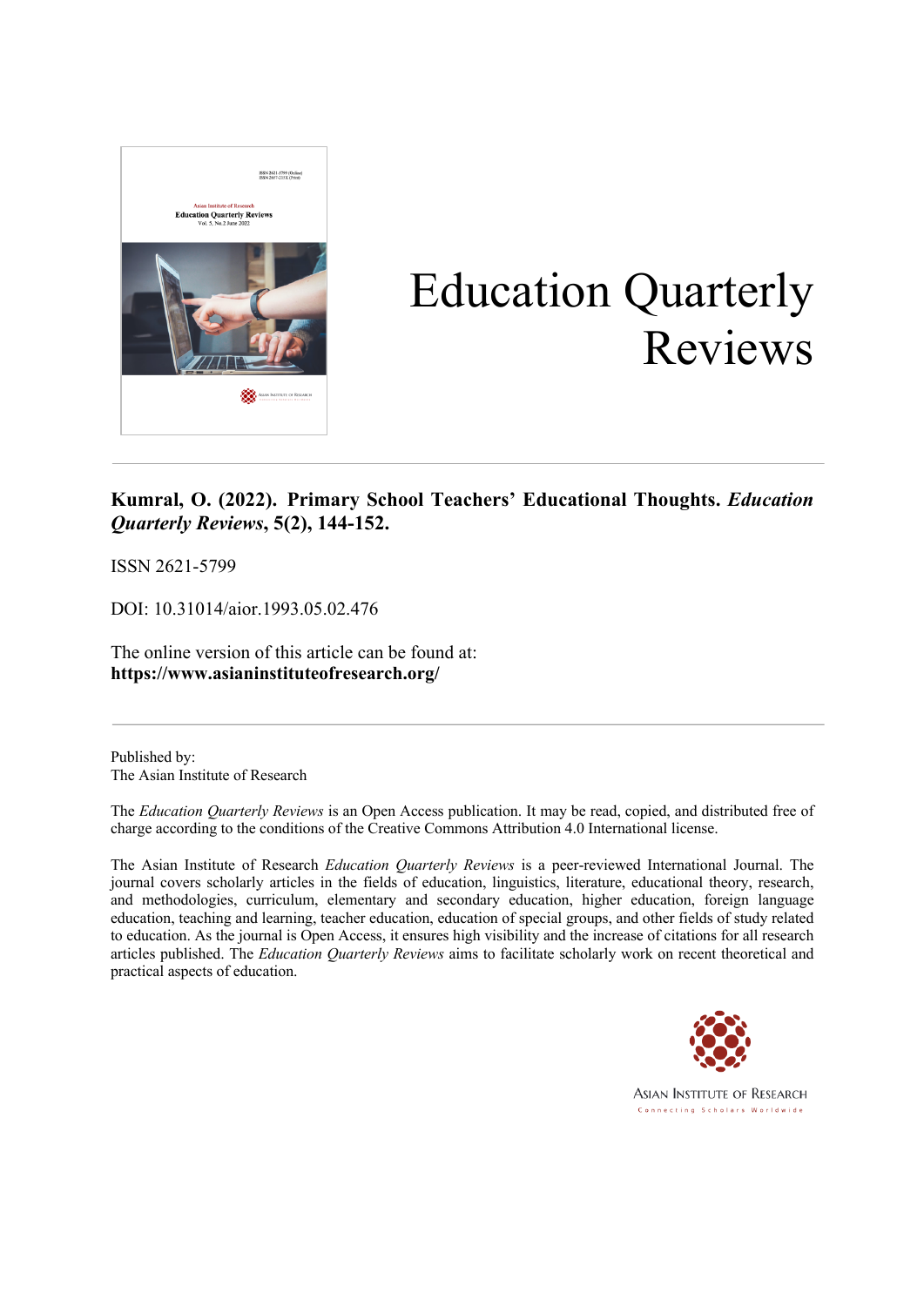# Education Quarterly Reviews

**Kumral, O. (2022). Primary School Teachers' Educational Thoughts.** ***Education Quarterly Reviews*****, 5(2), 144-152.**

ISSN 2621-5799

DOI: 10.31014/aior.1993.05.02.476

The online version of this article can be found at:
**https://www.asianinstituteofresearch.org/**

Published by:
The Asian Institute of Research

The *Education Quarterly Reviews* is an Open Access publication. It may be read, copied, and distributed free of charge according to the conditions of the Creative Commons Attribution 4.0 International license.

The Asian Institute of Research *Education Quarterly Reviews* is a peer-reviewed International Journal. The journal covers scholarly articles in the fields of education, linguistics, literature, educational theory, research, and methodologies, curriculum, elementary and secondary education, higher education, foreign language education, teaching and learning, teacher education, education of special groups, and other fields of study related to education. As the journal is Open Access, it ensures high visibility and the increase of citations for all research articles published. The *Education Quarterly Reviews* aims to facilitate scholarly work on recent theoretical and practical aspects of education.

ASIAN INSTITUTE OF RESEARCH
Connecting Scholars Worldwide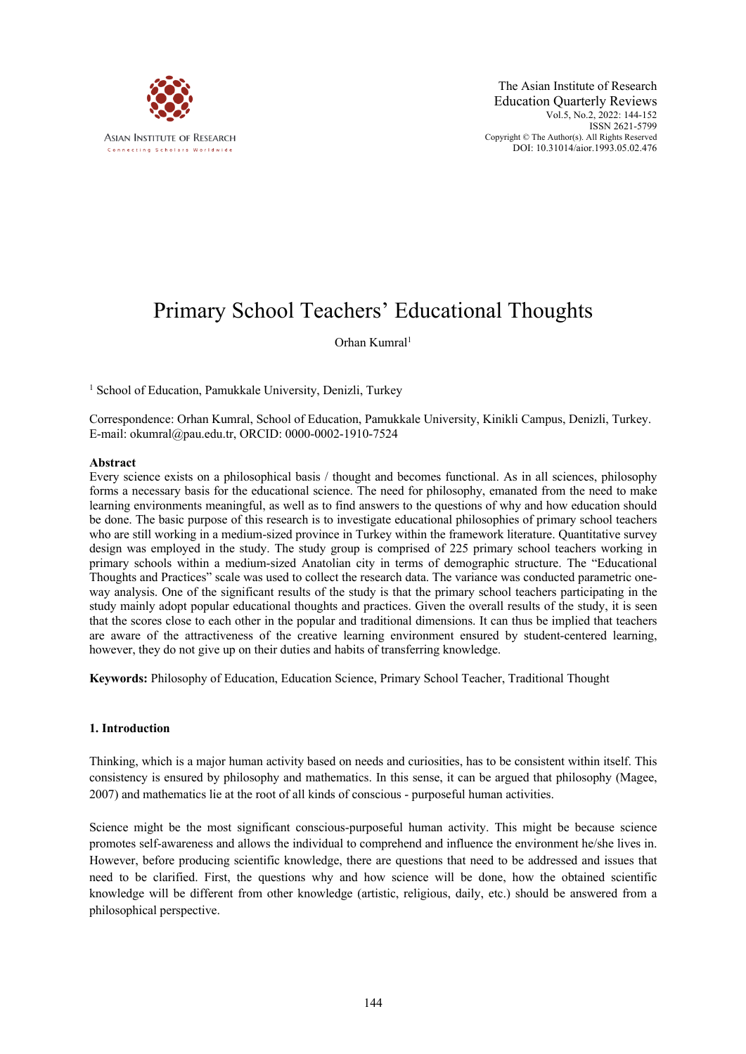# Primary School Teachers' Educational Thoughts

Orhan Kumral[1]

[1] School of Education, Pamukkale University, Denizli, Turkey

Correspondence: Orhan Kumral, School of Education, Pamukkale University, Kinikli Campus, Denizli, Turkey. E-mail: okumral@pau.edu.tr, ORCID: 0000-0002-1910-7524

## Abstract

Every science exists on a philosophical basis / thought and becomes functional. As in all sciences, philosophy forms a necessary basis for the educational science. The need for philosophy, emanated from the need to make learning environments meaningful, as well as to find answers to the questions of why and how education should be done. The basic purpose of this research is to investigate educational philosophies of primary school teachers who are still working in a medium-sized province in Turkey within the framework literature. Quantitative survey design was employed in the study. The study group is comprised of 225 primary school teachers working in primary schools within a medium-sized Anatolian city in terms of demographic structure. The "Educational Thoughts and Practices" scale was used to collect the research data. The variance was conducted parametric one-way analysis. One of the significant results of the study is that the primary school teachers participating in the study mainly adopt popular educational thoughts and practices. Given the overall results of the study, it is seen that the scores close to each other in the popular and traditional dimensions. It can thus be implied that teachers are aware of the attractiveness of the creative learning environment ensured by student-centered learning, however, they do not give up on their duties and habits of transferring knowledge.

**Keywords:** Philosophy of Education, Education Science, Primary School Teacher, Traditional Thought

## 1. Introduction

Thinking, which is a major human activity based on needs and curiosities, has to be consistent within itself. This consistency is ensured by philosophy and mathematics. In this sense, it can be argued that philosophy (Magee, 2007) and mathematics lie at the root of all kinds of conscious - purposeful human activities.

Science might be the most significant conscious-purposeful human activity. This might be because science promotes self-awareness and allows the individual to comprehend and influence the environment he/she lives in. However, before producing scientific knowledge, there are questions that need to be addressed and issues that need to be clarified. First, the questions why and how science will be done, how the obtained scientific knowledge will be different from other knowledge (artistic, religious, daily, etc.) should be answered from a philosophical perspective.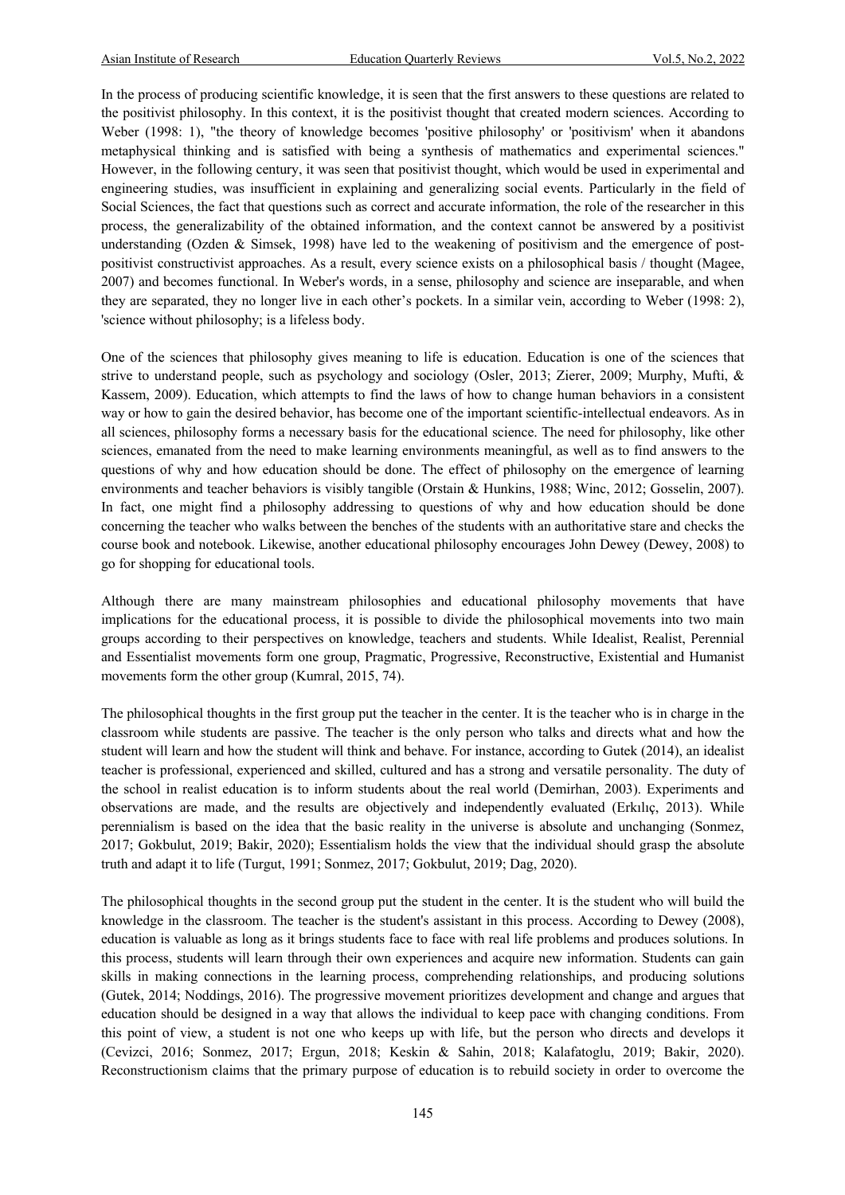In the process of producing scientific knowledge, it is seen that the first answers to these questions are related to the positivist philosophy. In this context, it is the positivist thought that created modern sciences. According to Weber (1998: 1), "the theory of knowledge becomes 'positive philosophy' or 'positivism' when it abandons metaphysical thinking and is satisfied with being a synthesis of mathematics and experimental sciences." However, in the following century, it was seen that positivist thought, which would be used in experimental and engineering studies, was insufficient in explaining and generalizing social events. Particularly in the field of Social Sciences, the fact that questions such as correct and accurate information, the role of the researcher in this process, the generalizability of the obtained information, and the context cannot be answered by a positivist understanding (Ozden & Simsek, 1998) have led to the weakening of positivism and the emergence of post-positivist constructivist approaches. As a result, every science exists on a philosophical basis / thought (Magee, 2007) and becomes functional. In Weber's words, in a sense, philosophy and science are inseparable, and when they are separated, they no longer live in each other's pockets. In a similar vein, according to Weber (1998: 2), 'science without philosophy; is a lifeless body.

One of the sciences that philosophy gives meaning to life is education. Education is one of the sciences that strive to understand people, such as psychology and sociology (Osler, 2013; Zierer, 2009; Murphy, Mufti, & Kassem, 2009). Education, which attempts to find the laws of how to change human behaviors in a consistent way or how to gain the desired behavior, has become one of the important scientific-intellectual endeavors. As in all sciences, philosophy forms a necessary basis for the educational science. The need for philosophy, like other sciences, emanated from the need to make learning environments meaningful, as well as to find answers to the questions of why and how education should be done. The effect of philosophy on the emergence of learning environments and teacher behaviors is visibly tangible (Orstain & Hunkins, 1988; Winc, 2012; Gosselin, 2007). In fact, one might find a philosophy addressing to questions of why and how education should be done concerning the teacher who walks between the benches of the students with an authoritative stare and checks the course book and notebook. Likewise, another educational philosophy encourages John Dewey (Dewey, 2008) to go for shopping for educational tools.

Although there are many mainstream philosophies and educational philosophy movements that have implications for the educational process, it is possible to divide the philosophical movements into two main groups according to their perspectives on knowledge, teachers and students. While Idealist, Realist, Perennial and Essentialist movements form one group, Pragmatic, Progressive, Reconstructive, Existential and Humanist movements form the other group (Kumral, 2015, 74).

The philosophical thoughts in the first group put the teacher in the center. It is the teacher who is in charge in the classroom while students are passive. The teacher is the only person who talks and directs what and how the student will learn and how the student will think and behave. For instance, according to Gutek (2014), an idealist teacher is professional, experienced and skilled, cultured and has a strong and versatile personality. The duty of the school in realist education is to inform students about the real world (Demirhan, 2003). Experiments and observations are made, and the results are objectively and independently evaluated (Erkılıç, 2013). While perennialism is based on the idea that the basic reality in the universe is absolute and unchanging (Sonmez, 2017; Gokbulut, 2019; Bakir, 2020); Essentialism holds the view that the individual should grasp the absolute truth and adapt it to life (Turgut, 1991; Sonmez, 2017; Gokbulut, 2019; Dag, 2020).

The philosophical thoughts in the second group put the student in the center. It is the student who will build the knowledge in the classroom. The teacher is the student's assistant in this process. According to Dewey (2008), education is valuable as long as it brings students face to face with real life problems and produces solutions. In this process, students will learn through their own experiences and acquire new information. Students can gain skills in making connections in the learning process, comprehending relationships, and producing solutions (Gutek, 2014; Noddings, 2016). The progressive movement prioritizes development and change and argues that education should be designed in a way that allows the individual to keep pace with changing conditions. From this point of view, a student is not one who keeps up with life, but the person who directs and develops it (Cevizci, 2016; Sonmez, 2017; Ergun, 2018; Keskin & Sahin, 2018; Kalafatoglu, 2019; Bakir, 2020). Reconstructionism claims that the primary purpose of education is to rebuild society in order to overcome the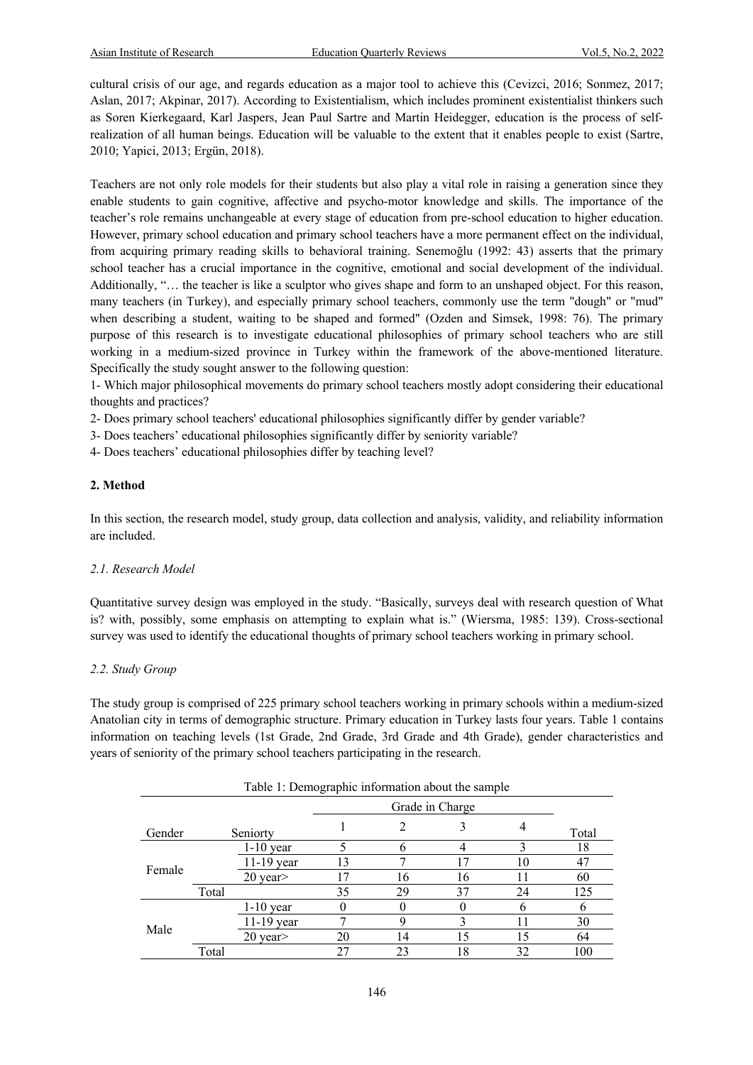cultural crisis of our age, and regards education as a major tool to achieve this (Cevizci, 2016; Sonmez, 2017; Aslan, 2017; Akpinar, 2017). According to Existentialism, which includes prominent existentialist thinkers such as Soren Kierkegaard, Karl Jaspers, Jean Paul Sartre and Martin Heidegger, education is the process of self-realization of all human beings. Education will be valuable to the extent that it enables people to exist (Sartre, 2010; Yapici, 2013; Ergün, 2018).

Teachers are not only role models for their students but also play a vital role in raising a generation since they enable students to gain cognitive, affective and psycho-motor knowledge and skills. The importance of the teacher's role remains unchangeable at every stage of education from pre-school education to higher education. However, primary school education and primary school teachers have a more permanent effect on the individual, from acquiring primary reading skills to behavioral training. Senemoğlu (1992: 43) asserts that the primary school teacher has a crucial importance in the cognitive, emotional and social development of the individual. Additionally, "… the teacher is like a sculptor who gives shape and form to an unshaped object. For this reason, many teachers (in Turkey), and especially primary school teachers, commonly use the term "dough" or "mud" when describing a student, waiting to be shaped and formed" (Ozden and Simsek, 1998: 76). The primary purpose of this research is to investigate educational philosophies of primary school teachers who are still working in a medium-sized province in Turkey within the framework of the above-mentioned literature. Specifically the study sought answer to the following question:

1- Which major philosophical movements do primary school teachers mostly adopt considering their educational thoughts and practices?

2- Does primary school teachers' educational philosophies significantly differ by gender variable?

3- Does teachers' educational philosophies significantly differ by seniority variable?

4- Does teachers' educational philosophies differ by teaching level?

## 2. Method

In this section, the research model, study group, data collection and analysis, validity, and reliability information are included.

### *2.1. Research Model*

Quantitative survey design was employed in the study. "Basically, surveys deal with research question of What is? with, possibly, some emphasis on attempting to explain what is." (Wiersma, 1985: 139). Cross-sectional survey was used to identify the educational thoughts of primary school teachers working in primary school.

### *2.2. Study Group*

The study group is comprised of 225 primary school teachers working in primary schools within a medium-sized Anatolian city in terms of demographic structure. Primary education in Turkey lasts four years. Table 1 contains information on teaching levels (1st Grade, 2nd Grade, 3rd Grade and 4th Grade), gender characteristics and years of seniority of the primary school teachers participating in the research.

Table 1: Demographic information about the sample

| Gender | Seniorty | Grade in Charge | | | | Total |
|---|---|---|---|---|---|---|
| | | 1 | 2 | 3 | 4 | |
| Female | 1-10 year | 5 | 6 | 4 | 3 | 18 |
| | 11-19 year | 13 | 7 | 17 | 10 | 47 |
| | 20 year> | 17 | 16 | 16 | 11 | 60 |
| | Total | 35 | 29 | 37 | 24 | 125 |
| Male | 1-10 year | 0 | 0 | 0 | 6 | 6 |
| | 11-19 year | 7 | 9 | 3 | 11 | 30 |
| | 20 year> | 20 | 14 | 15 | 15 | 64 |
| | Total | 27 | 23 | 18 | 32 | 100 |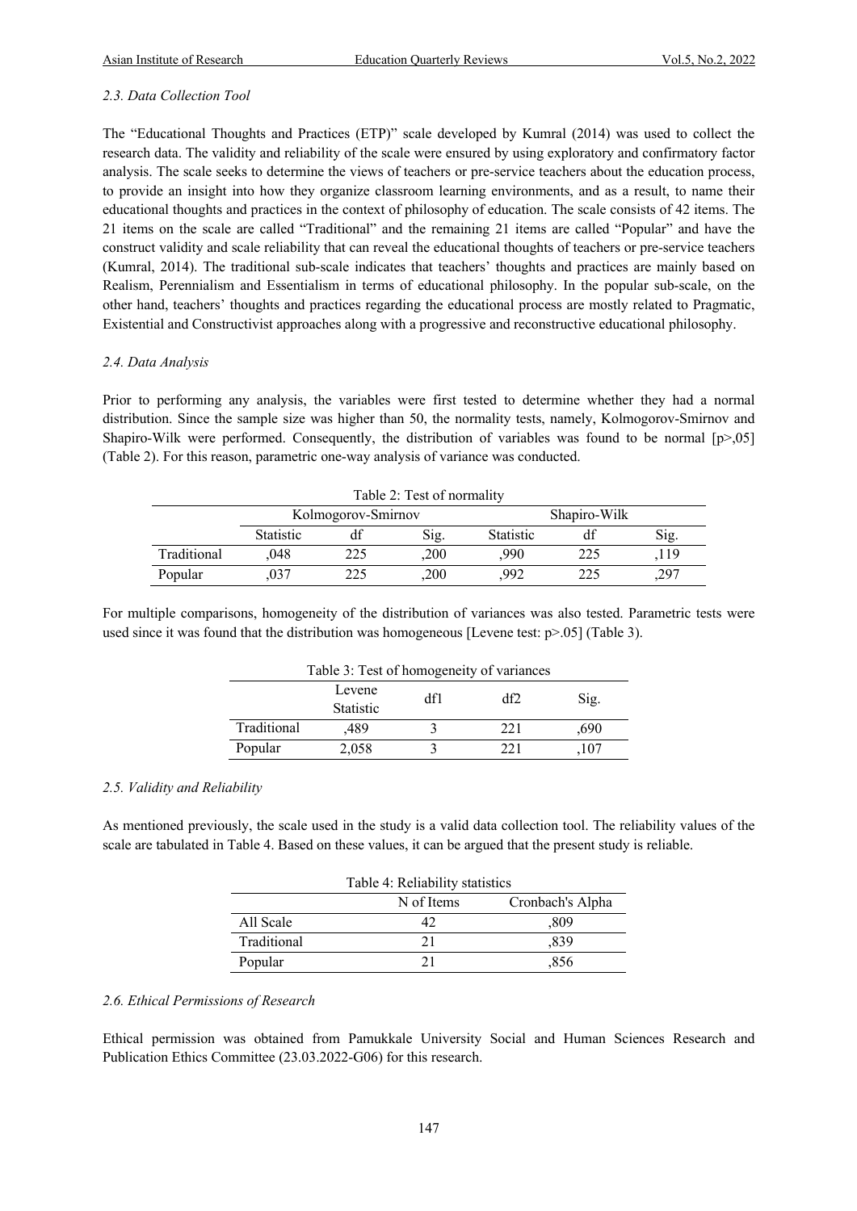### *2.3. Data Collection Tool*

The "Educational Thoughts and Practices (ETP)" scale developed by Kumral (2014) was used to collect the research data. The validity and reliability of the scale were ensured by using exploratory and confirmatory factor analysis. The scale seeks to determine the views of teachers or pre-service teachers about the education process, to provide an insight into how they organize classroom learning environments, and as a result, to name their educational thoughts and practices in the context of philosophy of education. The scale consists of 42 items. The 21 items on the scale are called "Traditional" and the remaining 21 items are called "Popular" and have the construct validity and scale reliability that can reveal the educational thoughts of teachers or pre-service teachers (Kumral, 2014). The traditional sub-scale indicates that teachers' thoughts and practices are mainly based on Realism, Perennialism and Essentialism in terms of educational philosophy. In the popular sub-scale, on the other hand, teachers' thoughts and practices regarding the educational process are mostly related to Pragmatic, Existential and Constructivist approaches along with a progressive and reconstructive educational philosophy.

### *2.4. Data Analysis*

Prior to performing any analysis, the variables were first tested to determine whether they had a normal distribution. Since the sample size was higher than 50, the normality tests, namely, Kolmogorov-Smirnov and Shapiro-Wilk were performed. Consequently, the distribution of variables was found to be normal [$p>,05$] (Table 2). For this reason, parametric one-way analysis of variance was conducted.

Table 2: Test of normality

| | Kolmogorov-Smirnov | | | Shapiro-Wilk | | |
|---|---|---|---|---|---|---|
| | Statistic | df | Sig. | Statistic | df | Sig. |
| Traditional | ,048 | 225 | ,200 | ,990 | 225 | ,119 |
| Popular | ,037 | 225 | ,200 | ,992 | 225 | ,297 |

For multiple comparisons, homogeneity of the distribution of variances was also tested. Parametric tests were used since it was found that the distribution was homogeneous [Levene test: $p>.05$] (Table 3).

Table 3: Test of homogeneity of variances

| | Levene Statistic | df1 | df2 | Sig. |
|---|---|---|---|---|
| Traditional | ,489 | 3 | 221 | ,690 |
| Popular | 2,058 | 3 | 221 | ,107 |

### *2.5. Validity and Reliability*

As mentioned previously, the scale used in the study is a valid data collection tool. The reliability values of the scale are tabulated in Table 4. Based on these values, it can be argued that the present study is reliable.

Table 4: Reliability statistics

| | N of Items | Cronbach's Alpha |
|---|---|---|
| All Scale | 42 | ,809 |
| Traditional | 21 | ,839 |
| Popular | 21 | ,856 |

### *2.6. Ethical Permissions of Research*

Ethical permission was obtained from Pamukkale University Social and Human Sciences Research and Publication Ethics Committee (23.03.2022-G06) for this research.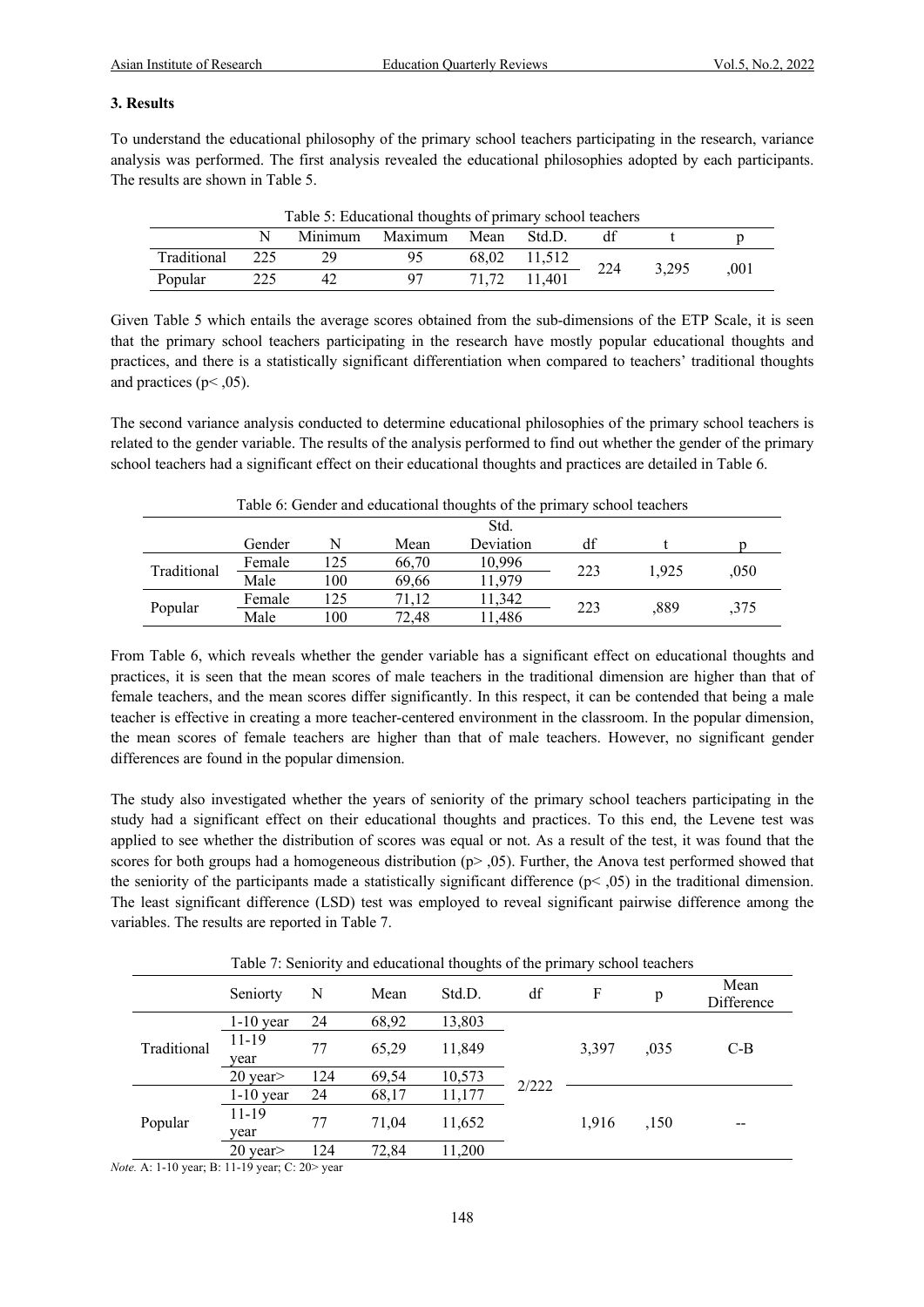### 3. Results

To understand the educational philosophy of the primary school teachers participating in the research, variance analysis was performed. The first analysis revealed the educational philosophies adopted by each participants. The results are shown in Table 5.

Table 5: Educational thoughts of primary school teachers

| | N | Minimum | Maximum | Mean | Std.D. | df | t | p |
|---|---|---|---|---|---|---|---|---|
| Traditional | 225 | 29 | 95 | 68,02 | 11,512 | 224 | 3,295 | ,001 |
| Popular | 225 | 42 | 97 | 71,72 | 11,401 | | | |

Given Table 5 which entails the average scores obtained from the sub-dimensions of the ETP Scale, it is seen that the primary school teachers participating in the research have mostly popular educational thoughts and practices, and there is a statistically significant differentiation when compared to teachers' traditional thoughts and practices ($p< ,05$).

The second variance analysis conducted to determine educational philosophies of the primary school teachers is related to the gender variable. The results of the analysis performed to find out whether the gender of the primary school teachers had a significant effect on their educational thoughts and practices are detailed in Table 6.

Table 6: Gender and educational thoughts of the primary school teachers

| | Gender | N | Mean | Std. Deviation | df | t | p |
|---|---|---|---|---|---|---|---|
| Traditional | Female | 125 | 66,70 | 10,996 | 223 | 1,925 | ,050 |
| | Male | 100 | 69,66 | 11,979 | | | |
| Popular | Female | 125 | 71,12 | 11,342 | 223 | ,889 | ,375 |
| | Male | 100 | 72,48 | 11,486 | | | |

From Table 6, which reveals whether the gender variable has a significant effect on educational thoughts and practices, it is seen that the mean scores of male teachers in the traditional dimension are higher than that of female teachers, and the mean scores differ significantly. In this respect, it can be contended that being a male teacher is effective in creating a more teacher-centered environment in the classroom. In the popular dimension, the mean scores of female teachers are higher than that of male teachers. However, no significant gender differences are found in the popular dimension.

The study also investigated whether the years of seniority of the primary school teachers participating in the study had a significant effect on their educational thoughts and practices. To this end, the Levene test was applied to see whether the distribution of scores was equal or not. As a result of the test, it was found that the scores for both groups had a homogeneous distribution ($p> ,05$). Further, the Anova test performed showed that the seniority of the participants made a statistically significant difference ($p< ,05$) in the traditional dimension. The least significant difference (LSD) test was employed to reveal significant pairwise difference among the variables. The results are reported in Table 7.

Table 7: Seniority and educational thoughts of the primary school teachers

| | Seniorty | N | Mean | Std.D. | df | F | p | Mean Difference |
|---|---|---|---|---|---|---|---|---|
| Traditional | 1-10 year | 24 | 68,92 | 13,803 | 2/222 | 3,397 | ,035 | C-B |
| | 11-19 year | 77 | 65,29 | 11,849 | | | | |
| | 20 year> | 124 | 69,54 | 10,573 | | | | |
| Popular | 1-10 year | 24 | 68,17 | 11,177 | | 1,916 | ,150 | -- |
| | 11-19 year | 77 | 71,04 | 11,652 | | | | |
| | 20 year> | 124 | 72,84 | 11,200 | | | | |

*Note.* A: 1-10 year; B: 11-19 year; C: 20> year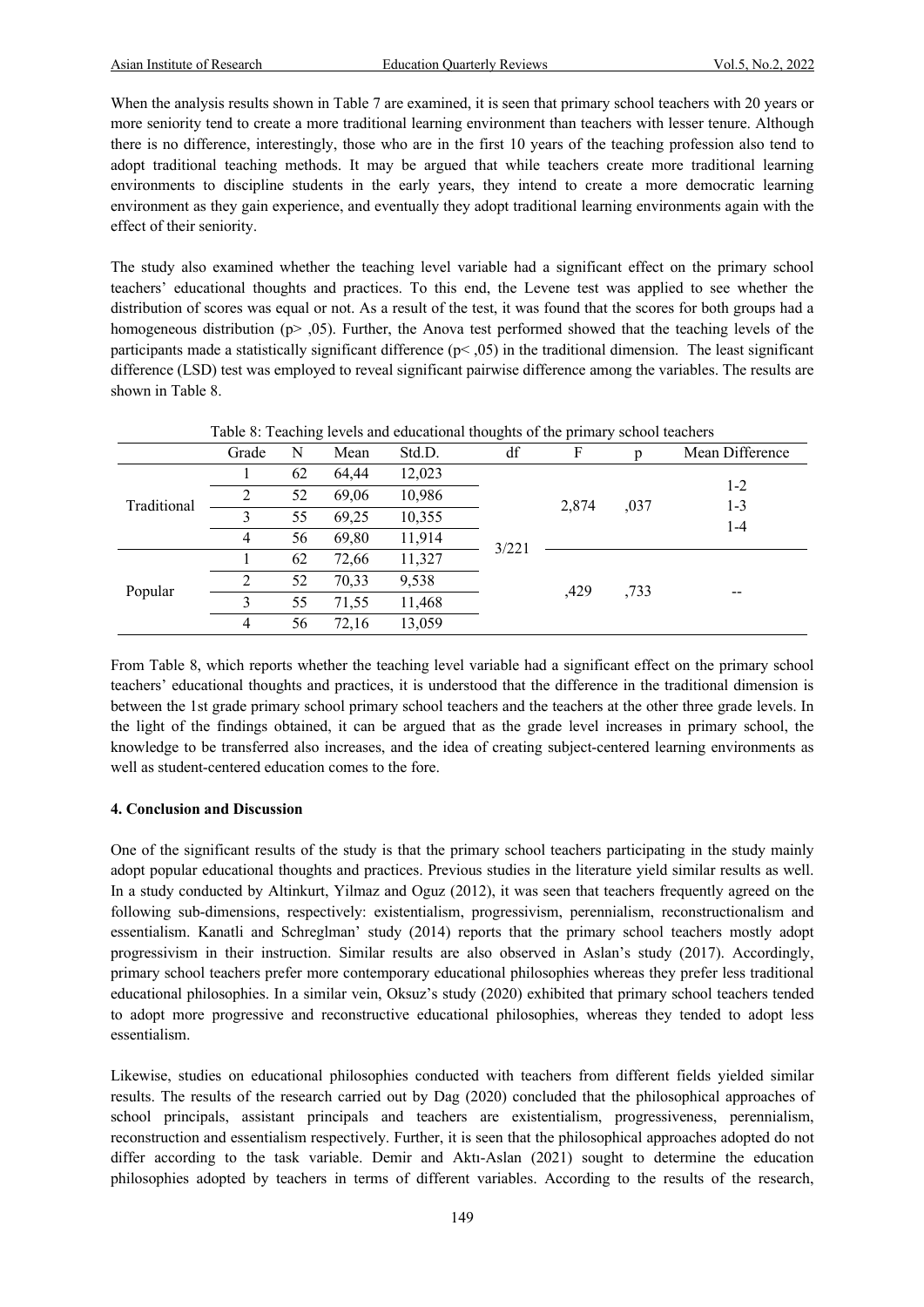When the analysis results shown in Table 7 are examined, it is seen that primary school teachers with 20 years or more seniority tend to create a more traditional learning environment than teachers with lesser tenure. Although there is no difference, interestingly, those who are in the first 10 years of the teaching profession also tend to adopt traditional teaching methods. It may be argued that while teachers create more traditional learning environments to discipline students in the early years, they intend to create a more democratic learning environment as they gain experience, and eventually they adopt traditional learning environments again with the effect of their seniority.

The study also examined whether the teaching level variable had a significant effect on the primary school teachers' educational thoughts and practices. To this end, the Levene test was applied to see whether the distribution of scores was equal or not. As a result of the test, it was found that the scores for both groups had a homogeneous distribution ($p > ,05$). Further, the Anova test performed showed that the teaching levels of the participants made a statistically significant difference ($p < ,05$) in the traditional dimension. The least significant difference (LSD) test was employed to reveal significant pairwise difference among the variables. The results are shown in Table 8.

Table 8: Teaching levels and educational thoughts of the primary school teachers

| | Grade | N | Mean | Std.D. | df | F | p | Mean Difference |
|---|---|---|---|---|---|---|---|---|
| Traditional | 1 | 62 | 64,44 | 12,023 | 3/221 | 2,874 | ,037 | 1-2<br>1-3<br>1-4 |
| | 2 | 52 | 69,06 | 10,986 | | | | |
| | 3 | 55 | 69,25 | 10,355 | | | | |
| | 4 | 56 | 69,80 | 11,914 | | | | |
| Popular | 1 | 62 | 72,66 | 11,327 | | ,429 | ,733 | -- |
| | 2 | 52 | 70,33 | 9,538 | | | | |
| | 3 | 55 | 71,55 | 11,468 | | | | |
| | 4 | 56 | 72,16 | 13,059 | | | | |

From Table 8, which reports whether the teaching level variable had a significant effect on the primary school teachers' educational thoughts and practices, it is understood that the difference in the traditional dimension is between the 1st grade primary school primary school teachers and the teachers at the other three grade levels. In the light of the findings obtained, it can be argued that as the grade level increases in primary school, the knowledge to be transferred also increases, and the idea of creating subject-centered learning environments as well as student-centered education comes to the fore.

## 4. Conclusion and Discussion

One of the significant results of the study is that the primary school teachers participating in the study mainly adopt popular educational thoughts and practices. Previous studies in the literature yield similar results as well. In a study conducted by Altinkurt, Yilmaz and Oguz (2012), it was seen that teachers frequently agreed on the following sub-dimensions, respectively: existentialism, progressivism, perennialism, reconstructionalism and essentialism. Kanatli and Schreglman' study (2014) reports that the primary school teachers mostly adopt progressivism in their instruction. Similar results are also observed in Aslan's study (2017). Accordingly, primary school teachers prefer more contemporary educational philosophies whereas they prefer less traditional educational philosophies. In a similar vein, Oksuz's study (2020) exhibited that primary school teachers tended to adopt more progressive and reconstructive educational philosophies, whereas they tended to adopt less essentialism.

Likewise, studies on educational philosophies conducted with teachers from different fields yielded similar results. The results of the research carried out by Dag (2020) concluded that the philosophical approaches of school principals, assistant principals and teachers are existentialism, progressiveness, perennialism, reconstruction and essentialism respectively. Further, it is seen that the philosophical approaches adopted do not differ according to the task variable. Demir and Aktı-Aslan (2021) sought to determine the education philosophies adopted by teachers in terms of different variables. According to the results of the research,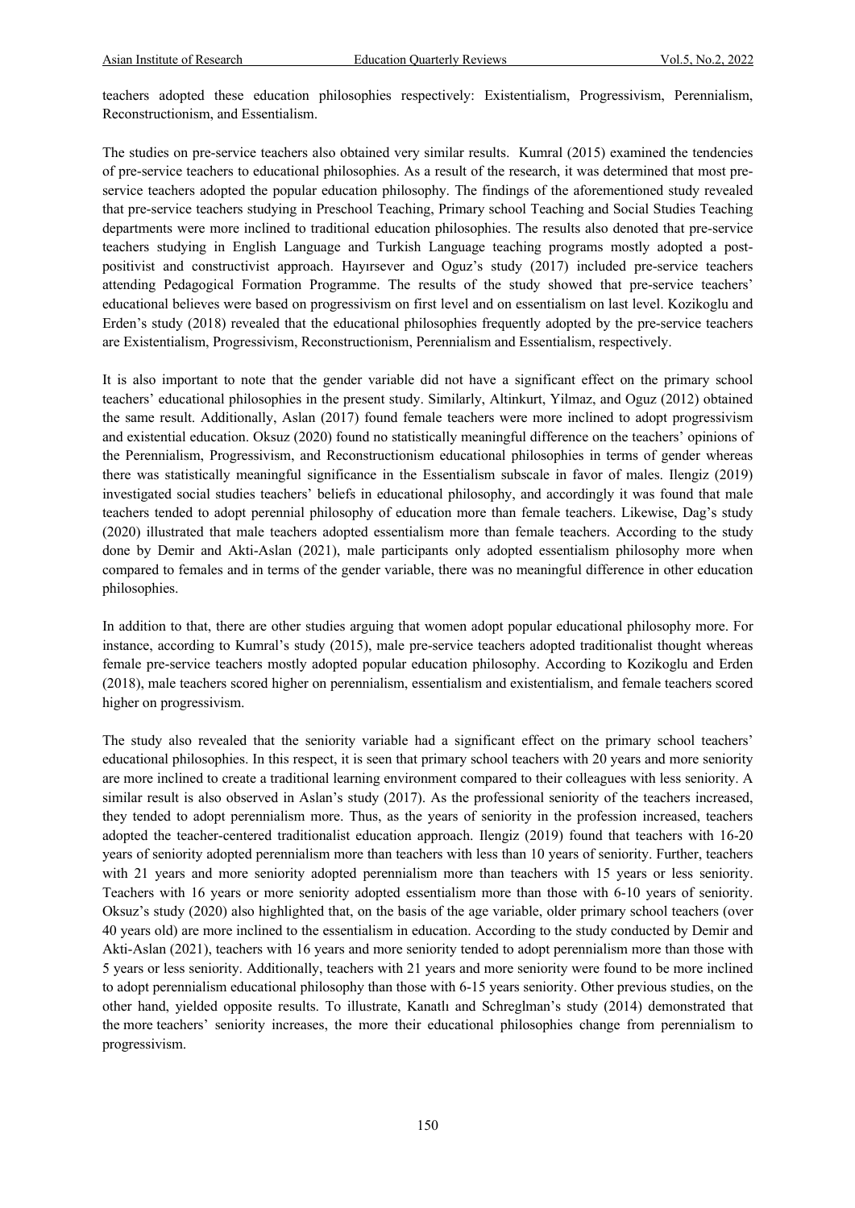teachers adopted these education philosophies respectively: Existentialism, Progressivism, Perennialism, Reconstructionism, and Essentialism.

The studies on pre-service teachers also obtained very similar results. Kumral (2015) examined the tendencies of pre-service teachers to educational philosophies. As a result of the research, it was determined that most pre-service teachers adopted the popular education philosophy. The findings of the aforementioned study revealed that pre-service teachers studying in Preschool Teaching, Primary school Teaching and Social Studies Teaching departments were more inclined to traditional education philosophies. The results also denoted that pre-service teachers studying in English Language and Turkish Language teaching programs mostly adopted a post-positivist and constructivist approach. Hayırsever and Oguz's study (2017) included pre-service teachers attending Pedagogical Formation Programme. The results of the study showed that pre-service teachers' educational believes were based on progressivism on first level and on essentialism on last level. Kozikoglu and Erden's study (2018) revealed that the educational philosophies frequently adopted by the pre-service teachers are Existentialism, Progressivism, Reconstructionism, Perennialism and Essentialism, respectively.

It is also important to note that the gender variable did not have a significant effect on the primary school teachers' educational philosophies in the present study. Similarly, Altinkurt, Yilmaz, and Oguz (2012) obtained the same result. Additionally, Aslan (2017) found female teachers were more inclined to adopt progressivism and existential education. Oksuz (2020) found no statistically meaningful difference on the teachers' opinions of the Perennialism, Progressivism, and Reconstructionism educational philosophies in terms of gender whereas there was statistically meaningful significance in the Essentialism subscale in favor of males. Ilengiz (2019) investigated social studies teachers' beliefs in educational philosophy, and accordingly it was found that male teachers tended to adopt perennial philosophy of education more than female teachers. Likewise, Dag's study (2020) illustrated that male teachers adopted essentialism more than female teachers. According to the study done by Demir and Akti-Aslan (2021), male participants only adopted essentialism philosophy more when compared to females and in terms of the gender variable, there was no meaningful difference in other education philosophies.

In addition to that, there are other studies arguing that women adopt popular educational philosophy more. For instance, according to Kumral's study (2015), male pre-service teachers adopted traditionalist thought whereas female pre-service teachers mostly adopted popular education philosophy. According to Kozikoglu and Erden (2018), male teachers scored higher on perennialism, essentialism and existentialism, and female teachers scored higher on progressivism.

The study also revealed that the seniority variable had a significant effect on the primary school teachers' educational philosophies. In this respect, it is seen that primary school teachers with 20 years and more seniority are more inclined to create a traditional learning environment compared to their colleagues with less seniority. A similar result is also observed in Aslan's study (2017). As the professional seniority of the teachers increased, they tended to adopt perennialism more. Thus, as the years of seniority in the profession increased, teachers adopted the teacher-centered traditionalist education approach. Ilengiz (2019) found that teachers with 16-20 years of seniority adopted perennialism more than teachers with less than 10 years of seniority. Further, teachers with 21 years and more seniority adopted perennialism more than teachers with 15 years or less seniority. Teachers with 16 years or more seniority adopted essentialism more than those with 6-10 years of seniority. Oksuz's study (2020) also highlighted that, on the basis of the age variable, older primary school teachers (over 40 years old) are more inclined to the essentialism in education. According to the study conducted by Demir and Akti-Aslan (2021), teachers with 16 years and more seniority tended to adopt perennialism more than those with 5 years or less seniority. Additionally, teachers with 21 years and more seniority were found to be more inclined to adopt perennialism educational philosophy than those with 6-15 years seniority. Other previous studies, on the other hand, yielded opposite results. To illustrate, Kanatlı and Schreglman's study (2014) demonstrated that the more teachers' seniority increases, the more their educational philosophies change from perennialism to progressivism.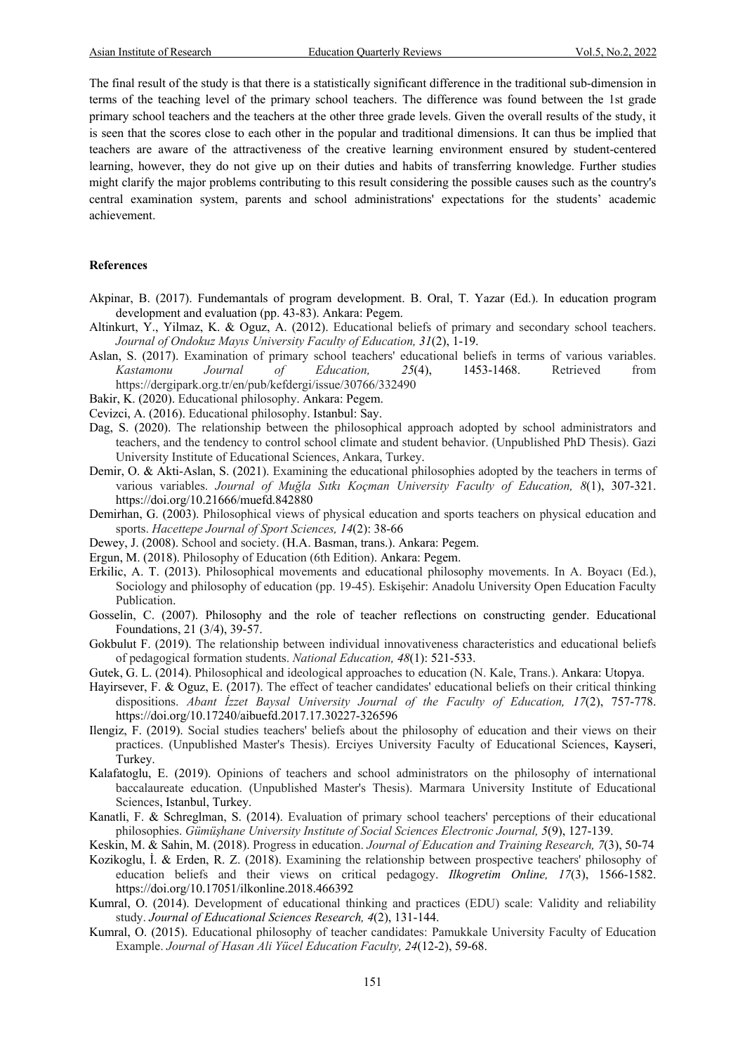The final result of the study is that there is a statistically significant difference in the traditional sub-dimension in terms of the teaching level of the primary school teachers. The difference was found between the 1st grade primary school teachers and the teachers at the other three grade levels. Given the overall results of the study, it is seen that the scores close to each other in the popular and traditional dimensions. It can thus be implied that teachers are aware of the attractiveness of the creative learning environment ensured by student-centered learning, however, they do not give up on their duties and habits of transferring knowledge. Further studies might clarify the major problems contributing to this result considering the possible causes such as the country's central examination system, parents and school administrations' expectations for the students' academic achievement.

## References

Akpinar, B. (2017). Fundemantals of program development. B. Oral, T. Yazar (Ed.). In education program development and evaluation (pp. 43-83). Ankara: Pegem.

Altinkurt, Y., Yilmaz, K. & Oguz, A. (2012). Educational beliefs of primary and secondary school teachers. *Journal of Ondokuz Mayıs University Faculty of Education, 31*(2), 1-19.

Aslan, S. (2017). Examination of primary school teachers' educational beliefs in terms of various variables. *Kastamonu Journal of Education, 25*(4), 1453-1468. Retrieved from https://dergipark.org.tr/en/pub/kefdergi/issue/30766/332490

Bakir, K. (2020). Educational philosophy. Ankara: Pegem.

Cevizci, A. (2016). Educational philosophy. Istanbul: Say.

Dag, S. (2020). The relationship between the philosophical approach adopted by school administrators and teachers, and the tendency to control school climate and student behavior. (Unpublished PhD Thesis). Gazi University Institute of Educational Sciences, Ankara, Turkey.

Demir, O. & Akti-Aslan, S. (2021). Examining the educational philosophies adopted by the teachers in terms of various variables. *Journal of Muğla Sıtkı Koçman University Faculty of Education, 8*(1), 307-321. https://doi.org/10.21666/muefd.842880

Demirhan, G. (2003). Philosophical views of physical education and sports teachers on physical education and sports. *Hacettepe Journal of Sport Sciences, 14*(2): 38-66

Dewey, J. (2008). School and society. (H.A. Basman, trans.). Ankara: Pegem.

Ergun, M. (2018). Philosophy of Education (6th Edition). Ankara: Pegem.

Erkilic, A. T. (2013). Philosophical movements and educational philosophy movements. In A. Boyacı (Ed.), Sociology and philosophy of education (pp. 19-45). Eskişehir: Anadolu University Open Education Faculty Publication.

Gosselin, C. (2007). Philosophy and the role of teacher reflections on constructing gender. Educational Foundations, 21 (3/4), 39-57.

Gokbulut F. (2019). The relationship between individual innovativeness characteristics and educational beliefs of pedagogical formation students. *National Education, 48*(1): 521-533.

Gutek, G. L. (2014). Philosophical and ideological approaches to education (N. Kale, Trans.). Ankara: Utopya.

Hayirsever, F. & Oguz, E. (2017). The effect of teacher candidates' educational beliefs on their critical thinking dispositions. *Abant İzzet Baysal University Journal of the Faculty of Education, 17*(2), 757-778. https://doi.org/10.17240/aibuefd.2017.17.30227-326596

Ilengiz, F. (2019). Social studies teachers' beliefs about the philosophy of education and their views on their practices. (Unpublished Master's Thesis). Erciyes University Faculty of Educational Sciences, Kayseri, Turkey.

Kalafatoglu, E. (2019). Opinions of teachers and school administrators on the philosophy of international baccalaureate education. (Unpublished Master's Thesis). Marmara University Institute of Educational Sciences, Istanbul, Turkey.

Kanatli, F. & Schreglman, S. (2014). Evaluation of primary school teachers' perceptions of their educational philosophies. *Gümüşhane University Institute of Social Sciences Electronic Journal, 5*(9), 127-139.

Keskin, M. & Sahin, M. (2018). Progress in education. *Journal of Education and Training Research, 7*(3), 50-74

Kozikoglu, İ. & Erden, R. Z. (2018). Examining the relationship between prospective teachers' philosophy of education beliefs and their views on critical pedagogy. *Ilkogretim Online, 17*(3), 1566-1582. https://doi.org/10.17051/ilkonline.2018.466392

Kumral, O. (2014). Development of educational thinking and practices (EDU) scale: Validity and reliability study. *Journal of Educational Sciences Research, 4*(2), 131-144.

Kumral, O. (2015). Educational philosophy of teacher candidates: Pamukkale University Faculty of Education Example. *Journal of Hasan Ali Yücel Education Faculty, 24*(12-2), 59-68.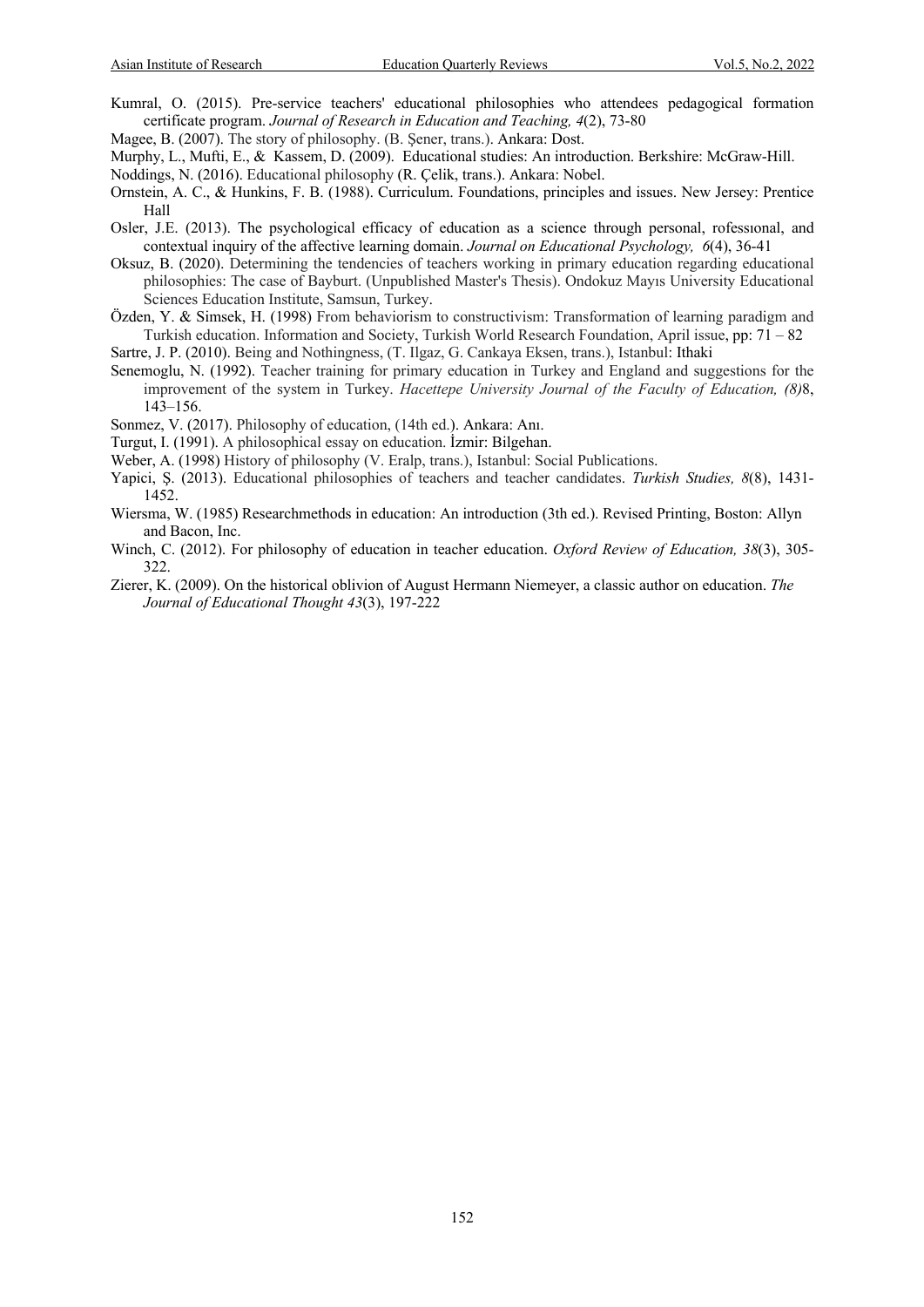Kumral, O. (2015). Pre-service teachers' educational philosophies who attendees pedagogical formation certificate program. *Journal of Research in Education and Teaching, 4*(2), 73-80

Magee, B. (2007). The story of philosophy. (B. Şener, trans.). Ankara: Dost.

Murphy, L., Mufti, E., & Kassem, D. (2009). Educational studies: An introduction. Berkshire: McGraw-Hill.

Noddings, N. (2016). Educational philosophy (R. Çelik, trans.). Ankara: Nobel.

Ornstein, A. C., & Hunkins, F. B. (1988). Curriculum. Foundations, principles and issues. New Jersey: Prentice Hall

Osler, J.E. (2013). The psychological efficacy of education as a science through personal, rofessıonal, and contextual inquiry of the affective learning domain. *Journal on Educational Psychology, 6*(4), 36-41

Oksuz, B. (2020). Determining the tendencies of teachers working in primary education regarding educational philosophies: The case of Bayburt. (Unpublished Master's Thesis). Ondokuz Mayıs University Educational Sciences Education Institute, Samsun, Turkey.

Özden, Y. & Simsek, H. (1998) From behaviorism to constructivism: Transformation of learning paradigm and Turkish education. Information and Society, Turkish World Research Foundation, April issue, pp: 71 – 82

Sartre, J. P. (2010). Being and Nothingness, (T. Ilgaz, G. Cankaya Eksen, trans.), Istanbul: Ithaki

Senemoglu, N. (1992). Teacher training for primary education in Turkey and England and suggestions for the improvement of the system in Turkey. *Hacettepe University Journal of the Faculty of Education, (8)*8, 143–156.

Sonmez, V. (2017). Philosophy of education, (14th ed.). Ankara: Anı.

Turgut, I. (1991). A philosophical essay on education. İzmir: Bilgehan.

Weber, A. (1998) History of philosophy (V. Eralp, trans.), Istanbul: Social Publications.

Yapici, Ş. (2013). Educational philosophies of teachers and teacher candidates. *Turkish Studies, 8*(8), 1431-1452.

Wiersma, W. (1985) Researchmethods in education: An introduction (3th ed.). Revised Printing, Boston: Allyn and Bacon, Inc.

Winch, C. (2012). For philosophy of education in teacher education. *Oxford Review of Education, 38*(3), 305-322.

Zierer, K. (2009). On the historical oblivion of August Hermann Niemeyer, a classic author on education. *The Journal of Educational Thought 43*(3), 197-222